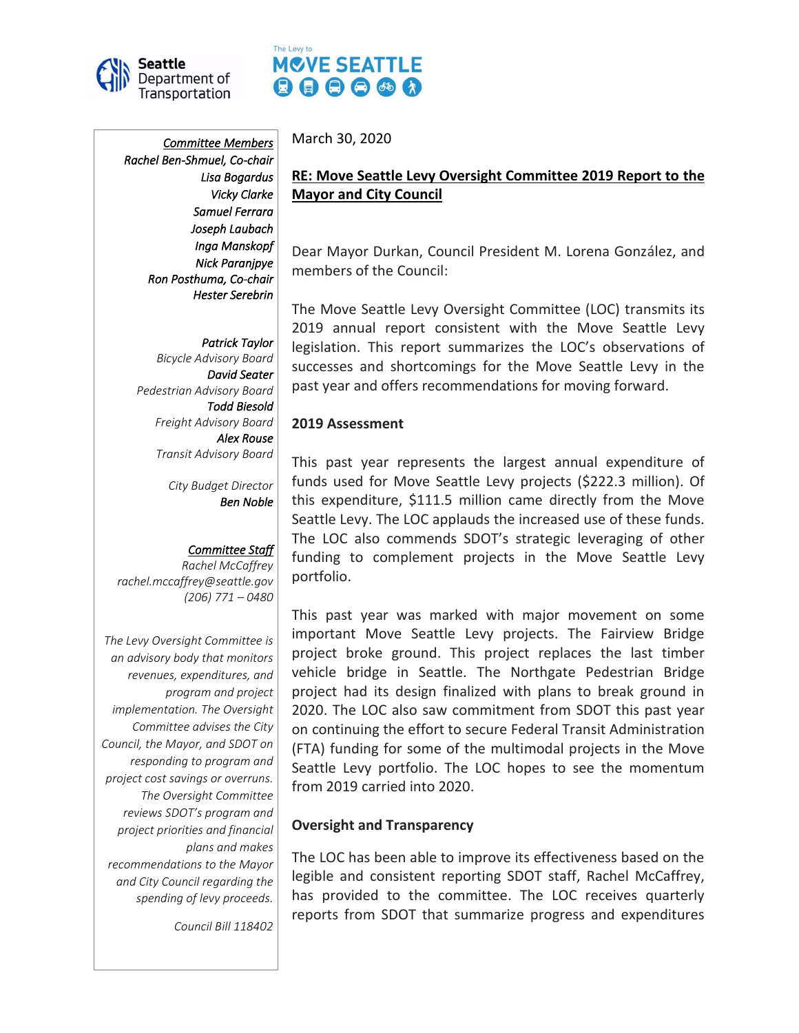Seattle Department of Transportation

The Levy to MOVE SEATTLE

*Committee Members*
*Rachel Ben-Shmuel, Co-chair*
*Lisa Bogardus*
*Vicky Clarke*
*Samuel Ferrara*
*Joseph Laubach*
*Inga Manskopf*
*Nick Paranjpye*
*Ron Posthuma, Co-chair*
*Hester Serebrin*

***Patrick Taylor***
*Bicycle Advisory Board*
***David Seater***
*Pedestrian Advisory Board*
***Todd Biesold***
*Freight Advisory Board*
***Alex Rouse***
*Transit Advisory Board*

*City Budget Director*
***Ben Noble***

*Committee Staff*
*Rachel McCaffrey*
*rachel.mccaffrey@seattle.gov*
*(206) 771 – 0480*

*The Levy Oversight Committee is an advisory body that monitors revenues, expenditures, and program and project implementation. The Oversight Committee advises the City Council, the Mayor, and SDOT on responding to program and project cost savings or overruns. The Oversight Committee reviews SDOT's program and project priorities and financial plans and makes recommendations to the Mayor and City Council regarding the spending of levy proceeds.*

*Council Bill 118402*

March 30, 2020

**RE: Move Seattle Levy Oversight Committee 2019 Report to the Mayor and City Council**

Dear Mayor Durkan, Council President M. Lorena González, and members of the Council:

The Move Seattle Levy Oversight Committee (LOC) transmits its 2019 annual report consistent with the Move Seattle Levy legislation. This report summarizes the LOC's observations of successes and shortcomings for the Move Seattle Levy in the past year and offers recommendations for moving forward.

**2019 Assessment**

This past year represents the largest annual expenditure of funds used for Move Seattle Levy projects ($222.3 million). Of this expenditure, $111.5 million came directly from the Move Seattle Levy. The LOC applauds the increased use of these funds. The LOC also commends SDOT's strategic leveraging of other funding to complement projects in the Move Seattle Levy portfolio.

This past year was marked with major movement on some important Move Seattle Levy projects. The Fairview Bridge project broke ground. This project replaces the last timber vehicle bridge in Seattle. The Northgate Pedestrian Bridge project had its design finalized with plans to break ground in 2020. The LOC also saw commitment from SDOT this past year on continuing the effort to secure Federal Transit Administration (FTA) funding for some of the multimodal projects in the Move Seattle Levy portfolio. The LOC hopes to see the momentum from 2019 carried into 2020.

**Oversight and Transparency**

The LOC has been able to improve its effectiveness based on the legible and consistent reporting SDOT staff, Rachel McCaffrey, has provided to the committee. The LOC receives quarterly reports from SDOT that summarize progress and expenditures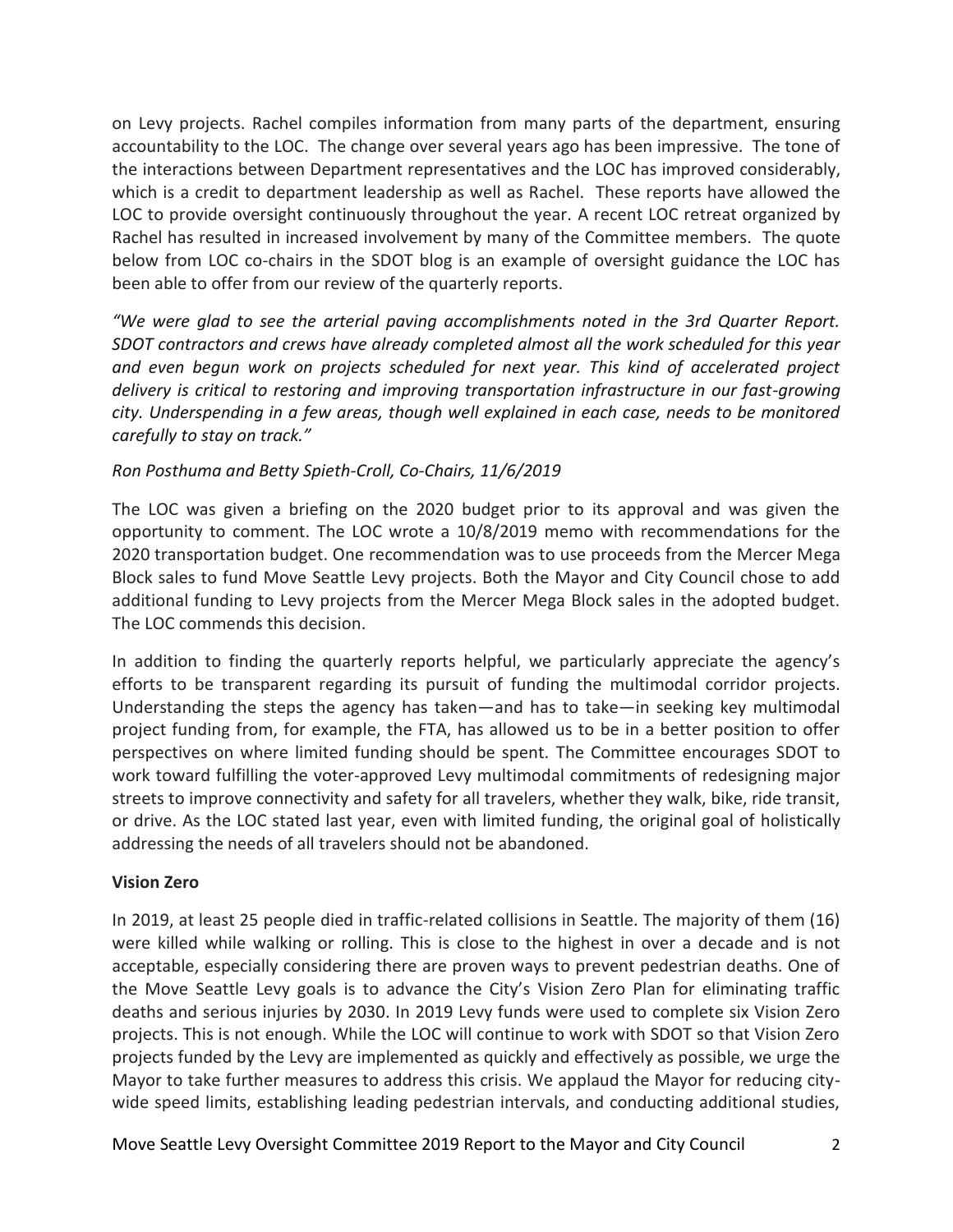on Levy projects. Rachel compiles information from many parts of the department, ensuring accountability to the LOC. The change over several years ago has been impressive. The tone of the interactions between Department representatives and the LOC has improved considerably, which is a credit to department leadership as well as Rachel. These reports have allowed the LOC to provide oversight continuously throughout the year. A recent LOC retreat organized by Rachel has resulted in increased involvement by many of the Committee members. The quote below from LOC co-chairs in the SDOT blog is an example of oversight guidance the LOC has been able to offer from our review of the quarterly reports.

*"We were glad to see the arterial paving accomplishments noted in the 3rd Quarter Report. SDOT contractors and crews have already completed almost all the work scheduled for this year and even begun work on projects scheduled for next year. This kind of accelerated project delivery is critical to restoring and improving transportation infrastructure in our fast-growing city. Underspending in a few areas, though well explained in each case, needs to be monitored carefully to stay on track."*

*Ron Posthuma and Betty Spieth-Croll, Co-Chairs, 11/6/2019*

The LOC was given a briefing on the 2020 budget prior to its approval and was given the opportunity to comment. The LOC wrote a 10/8/2019 memo with recommendations for the 2020 transportation budget. One recommendation was to use proceeds from the Mercer Mega Block sales to fund Move Seattle Levy projects. Both the Mayor and City Council chose to add additional funding to Levy projects from the Mercer Mega Block sales in the adopted budget. The LOC commends this decision.

In addition to finding the quarterly reports helpful, we particularly appreciate the agency's efforts to be transparent regarding its pursuit of funding the multimodal corridor projects. Understanding the steps the agency has taken—and has to take—in seeking key multimodal project funding from, for example, the FTA, has allowed us to be in a better position to offer perspectives on where limited funding should be spent. The Committee encourages SDOT to work toward fulfilling the voter-approved Levy multimodal commitments of redesigning major streets to improve connectivity and safety for all travelers, whether they walk, bike, ride transit, or drive. As the LOC stated last year, even with limited funding, the original goal of holistically addressing the needs of all travelers should not be abandoned.

**Vision Zero**

In 2019, at least 25 people died in traffic-related collisions in Seattle. The majority of them (16) were killed while walking or rolling. This is close to the highest in over a decade and is not acceptable, especially considering there are proven ways to prevent pedestrian deaths. One of the Move Seattle Levy goals is to advance the City's Vision Zero Plan for eliminating traffic deaths and serious injuries by 2030. In 2019 Levy funds were used to complete six Vision Zero projects. This is not enough. While the LOC will continue to work with SDOT so that Vision Zero projects funded by the Levy are implemented as quickly and effectively as possible, we urge the Mayor to take further measures to address this crisis. We applaud the Mayor for reducing city-wide speed limits, establishing leading pedestrian intervals, and conducting additional studies,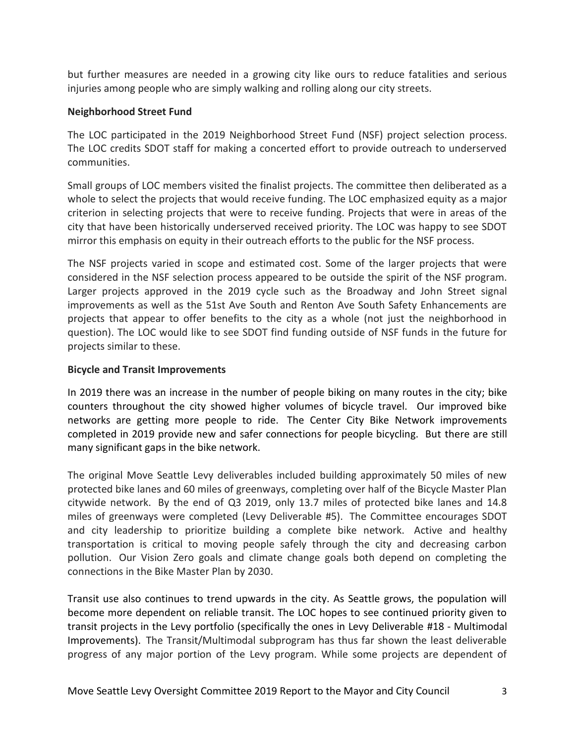but further measures are needed in a growing city like ours to reduce fatalities and serious injuries among people who are simply walking and rolling along our city streets.

**Neighborhood Street Fund**

The LOC participated in the 2019 Neighborhood Street Fund (NSF) project selection process. The LOC credits SDOT staff for making a concerted effort to provide outreach to underserved communities.

Small groups of LOC members visited the finalist projects. The committee then deliberated as a whole to select the projects that would receive funding. The LOC emphasized equity as a major criterion in selecting projects that were to receive funding. Projects that were in areas of the city that have been historically underserved received priority. The LOC was happy to see SDOT mirror this emphasis on equity in their outreach efforts to the public for the NSF process.

The NSF projects varied in scope and estimated cost. Some of the larger projects that were considered in the NSF selection process appeared to be outside the spirit of the NSF program. Larger projects approved in the 2019 cycle such as the Broadway and John Street signal improvements as well as the 51st Ave South and Renton Ave South Safety Enhancements are projects that appear to offer benefits to the city as a whole (not just the neighborhood in question). The LOC would like to see SDOT find funding outside of NSF funds in the future for projects similar to these.

**Bicycle and Transit Improvements**

In 2019 there was an increase in the number of people biking on many routes in the city; bike counters throughout the city showed higher volumes of bicycle travel. Our improved bike networks are getting more people to ride. The Center City Bike Network improvements completed in 2019 provide new and safer connections for people bicycling. But there are still many significant gaps in the bike network.

The original Move Seattle Levy deliverables included building approximately 50 miles of new protected bike lanes and 60 miles of greenways, completing over half of the Bicycle Master Plan citywide network. By the end of Q3 2019, only 13.7 miles of protected bike lanes and 14.8 miles of greenways were completed (Levy Deliverable #5). The Committee encourages SDOT and city leadership to prioritize building a complete bike network. Active and healthy transportation is critical to moving people safely through the city and decreasing carbon pollution. Our Vision Zero goals and climate change goals both depend on completing the connections in the Bike Master Plan by 2030.

Transit use also continues to trend upwards in the city. As Seattle grows, the population will become more dependent on reliable transit. The LOC hopes to see continued priority given to transit projects in the Levy portfolio (specifically the ones in Levy Deliverable #18 - Multimodal Improvements). The Transit/Multimodal subprogram has thus far shown the least deliverable progress of any major portion of the Levy program. While some projects are dependent of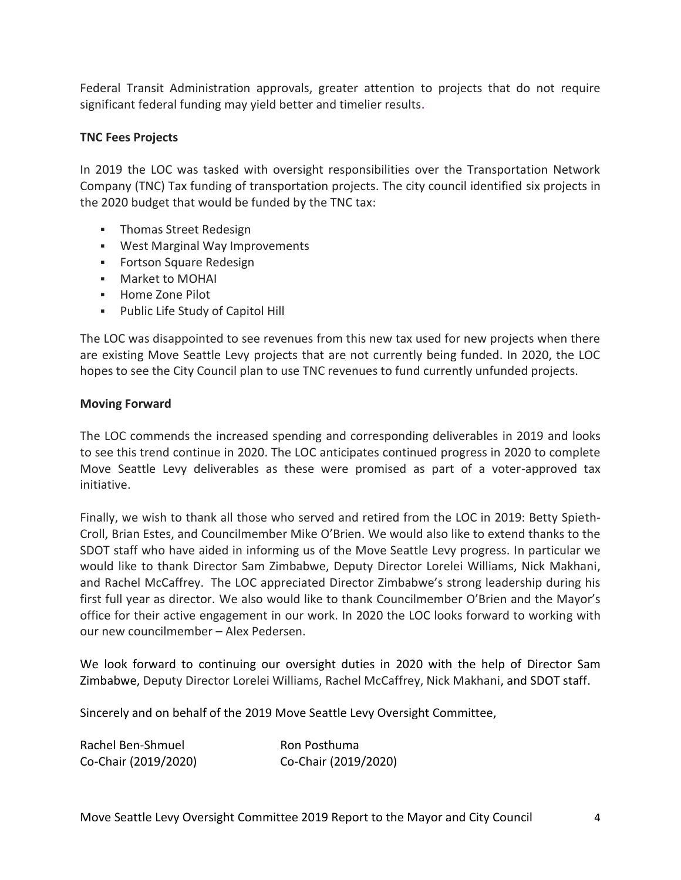Federal Transit Administration approvals, greater attention to projects that do not require significant federal funding may yield better and timelier results.

**TNC Fees Projects**

In 2019 the LOC was tasked with oversight responsibilities over the Transportation Network Company (TNC) Tax funding of transportation projects. The city council identified six projects in the 2020 budget that would be funded by the TNC tax:

- Thomas Street Redesign
- West Marginal Way Improvements
- Fortson Square Redesign
- Market to MOHAI
- Home Zone Pilot
- Public Life Study of Capitol Hill

The LOC was disappointed to see revenues from this new tax used for new projects when there are existing Move Seattle Levy projects that are not currently being funded. In 2020, the LOC hopes to see the City Council plan to use TNC revenues to fund currently unfunded projects.

**Moving Forward**

The LOC commends the increased spending and corresponding deliverables in 2019 and looks to see this trend continue in 2020. The LOC anticipates continued progress in 2020 to complete Move Seattle Levy deliverables as these were promised as part of a voter-approved tax initiative.

Finally, we wish to thank all those who served and retired from the LOC in 2019: Betty Spieth-Croll, Brian Estes, and Councilmember Mike O'Brien. We would also like to extend thanks to the SDOT staff who have aided in informing us of the Move Seattle Levy progress. In particular we would like to thank Director Sam Zimbabwe, Deputy Director Lorelei Williams, Nick Makhani, and Rachel McCaffrey. The LOC appreciated Director Zimbabwe's strong leadership during his first full year as director. We also would like to thank Councilmember O'Brien and the Mayor's office for their active engagement in our work. In 2020 the LOC looks forward to working with our new councilmember – Alex Pedersen.

We look forward to continuing our oversight duties in 2020 with the help of Director Sam Zimbabwe, Deputy Director Lorelei Williams, Rachel McCaffrey, Nick Makhani, and SDOT staff.

Sincerely and on behalf of the 2019 Move Seattle Levy Oversight Committee,

Rachel Ben-Shmuel
Co-Chair (2019/2020)

Ron Posthuma
Co-Chair (2019/2020)